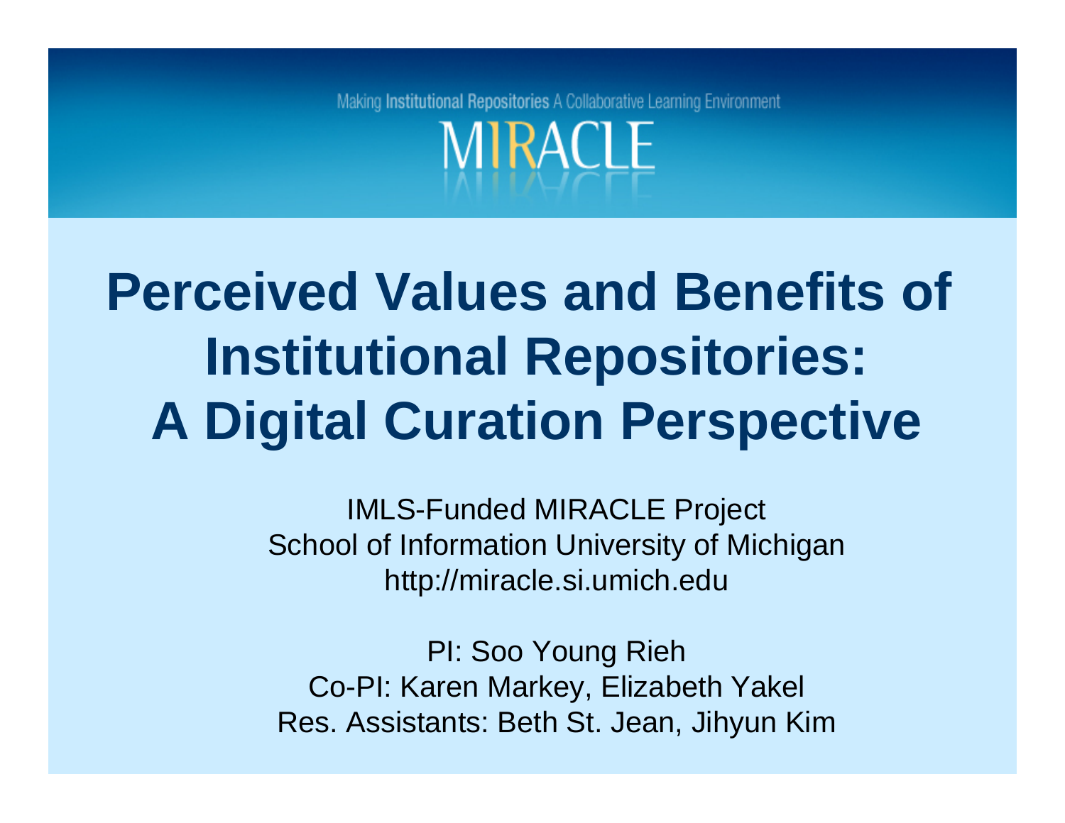Making Institutional Repositories A Collaborative Learning Environment

MIRACLE

# Perceived Values and Benefits of Institutional Repositories: A Digital Curation Perspective

IMLS-Funded MIRACLE Project
School of Information University of Michigan
http://miracle.si.umich.edu

PI: Soo Young Rieh
Co-PI: Karen Markey, Elizabeth Yakel
Res. Assistants: Beth St. Jean, Jihyun Kim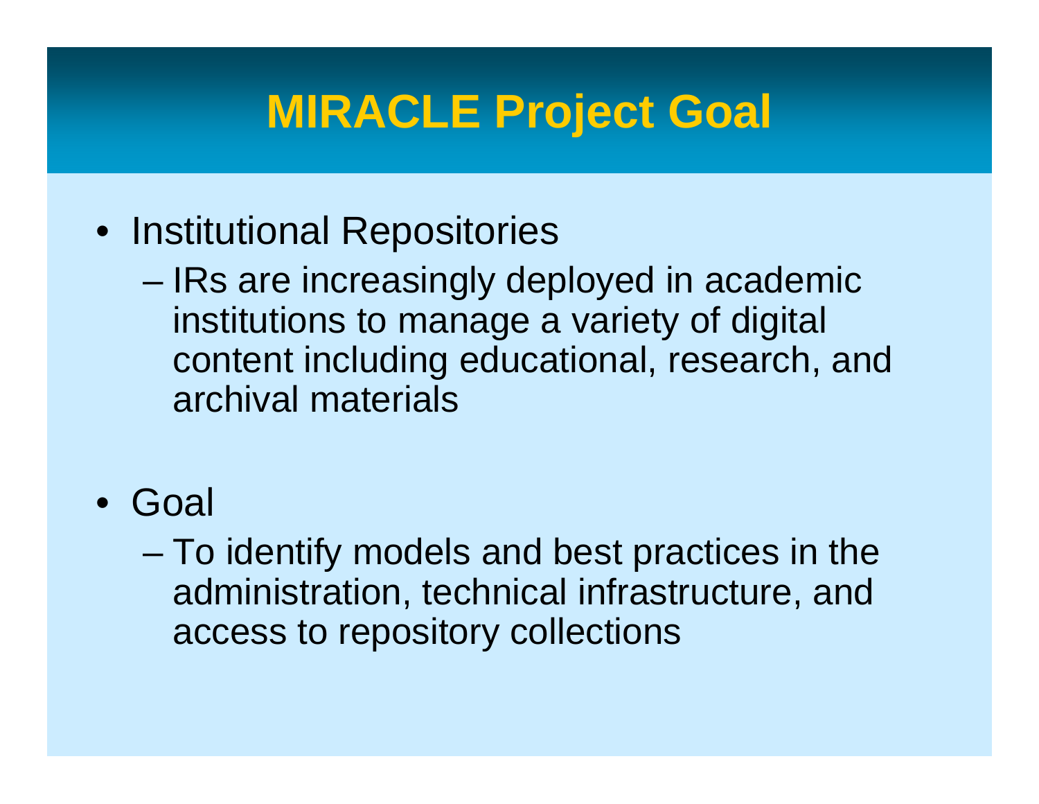# MIRACLE Project Goal

- Institutional Repositories
  - IRs are increasingly deployed in academic institutions to manage a variety of digital content including educational, research, and archival materials
- Goal
  - To identify models and best practices in the administration, technical infrastructure, and access to repository collections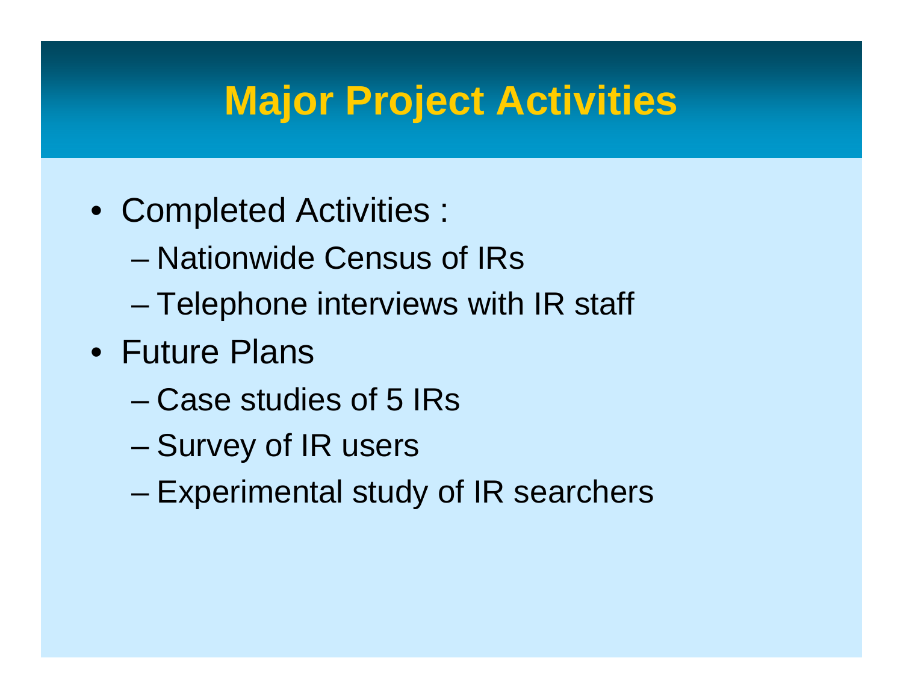# Major Project Activities

- Completed Activities :
  - Nationwide Census of IRs
  - Telephone interviews with IR staff
- Future Plans
  - Case studies of 5 IRs
  - Survey of IR users
  - Experimental study of IR searchers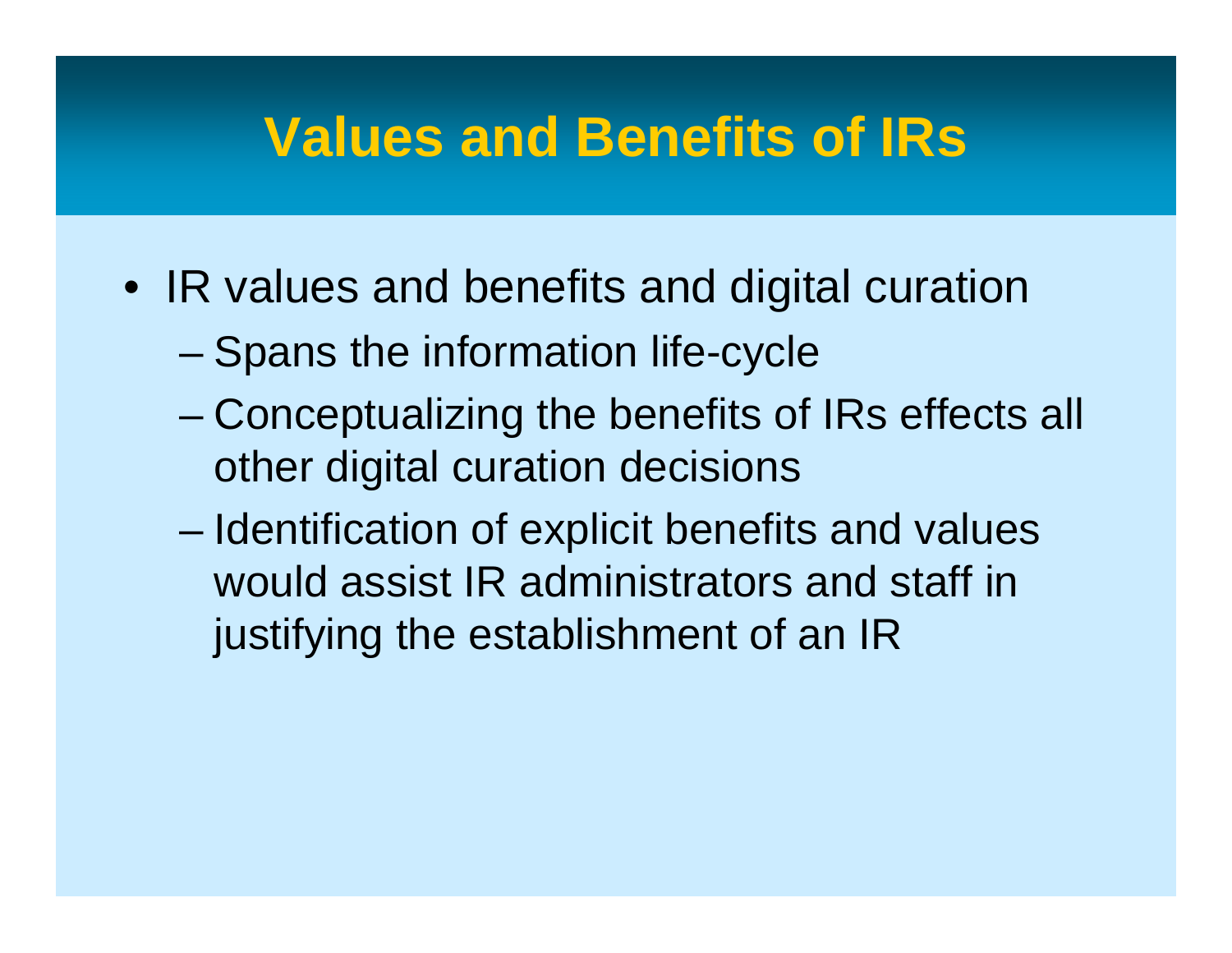# Values and Benefits of IRs

- IR values and benefits and digital curation
  - Spans the information life-cycle
  - Conceptualizing the benefits of IRs effects all other digital curation decisions
  - Identification of explicit benefits and values would assist IR administrators and staff in justifying the establishment of an IR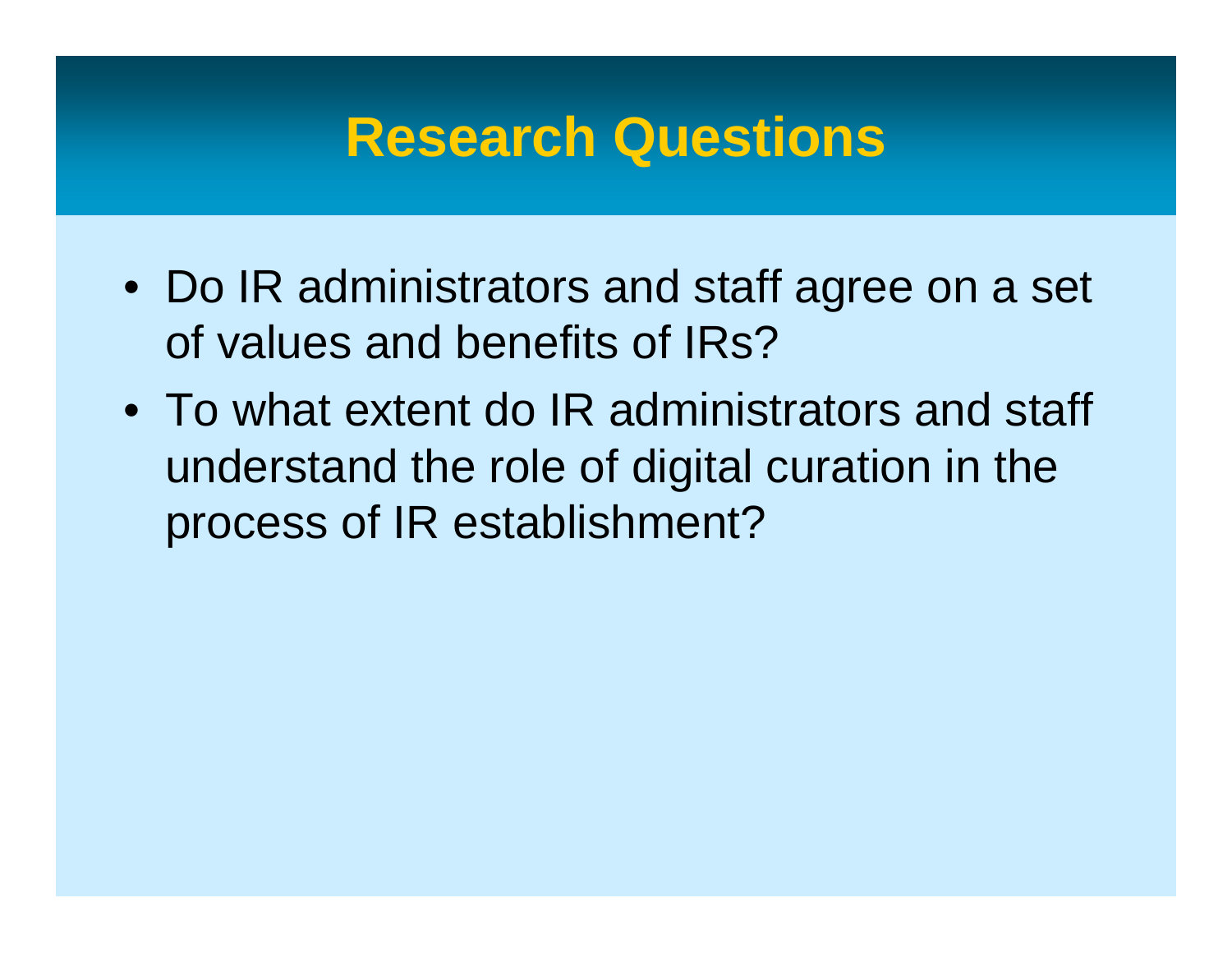# Research Questions

- Do IR administrators and staff agree on a set of values and benefits of IRs?
- To what extent do IR administrators and staff understand the role of digital curation in the process of IR establishment?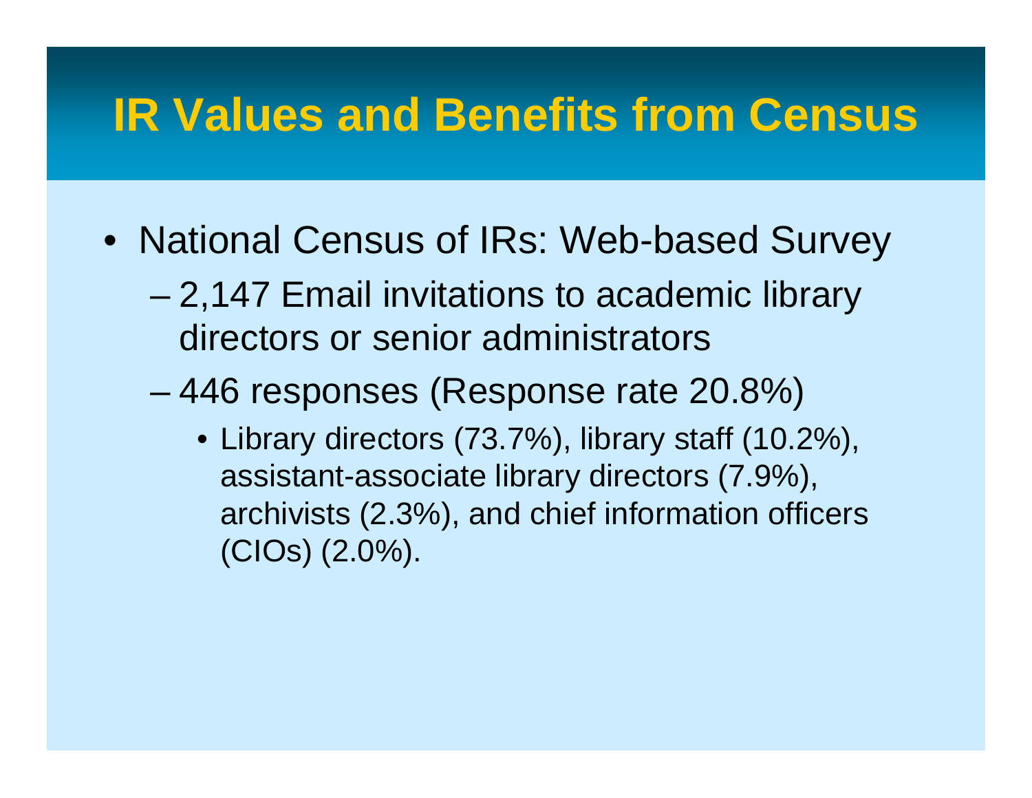# IR Values and Benefits from Census

- National Census of IRs: Web-based Survey
  - 2,147 Email invitations to academic library directors or senior administrators
  - 446 responses (Response rate 20.8%)
    - Library directors (73.7%), library staff (10.2%), assistant-associate library directors (7.9%), archivists (2.3%), and chief information officers (CIOs) (2.0%).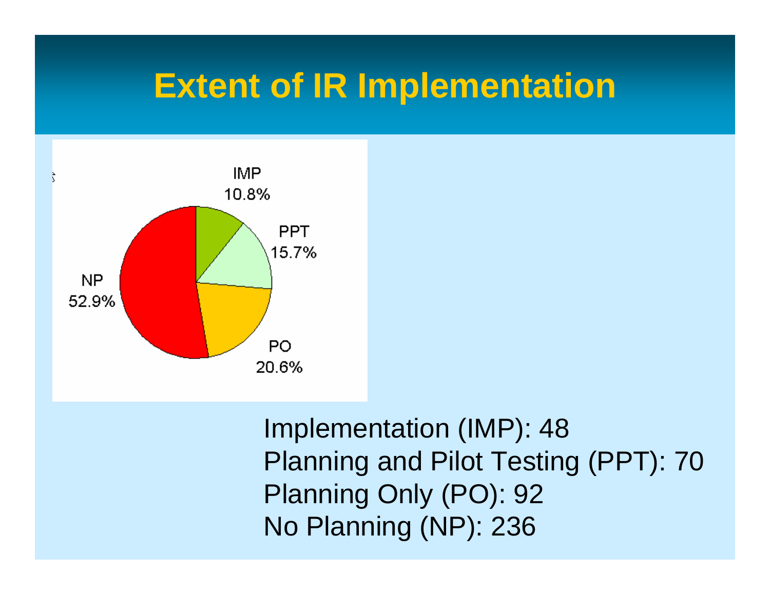# Extent of IR Implementation

IMP 10.8%

PPT 15.7%

PO 20.6%

NP 52.9%

Implementation (IMP): 48
Planning and Pilot Testing (PPT): 70
Planning Only (PO): 92
No Planning (NP): 236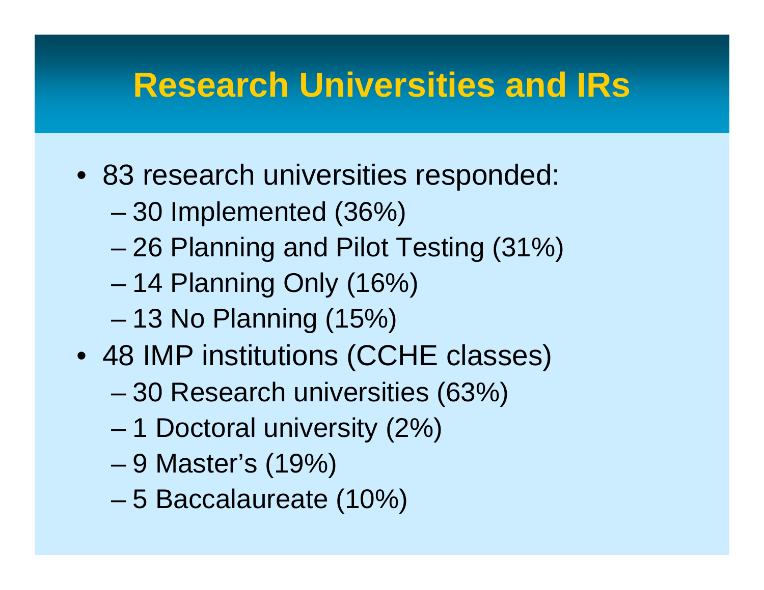# Research Universities and IRs

- 83 research universities responded:
  - 30 Implemented (36%)
  - 26 Planning and Pilot Testing (31%)
  - 14 Planning Only (16%)
  - 13 No Planning (15%)
- 48 IMP institutions (CCHE classes)
  - 30 Research universities (63%)
  - 1 Doctoral university (2%)
  - 9 Master's (19%)
  - 5 Baccalaureate (10%)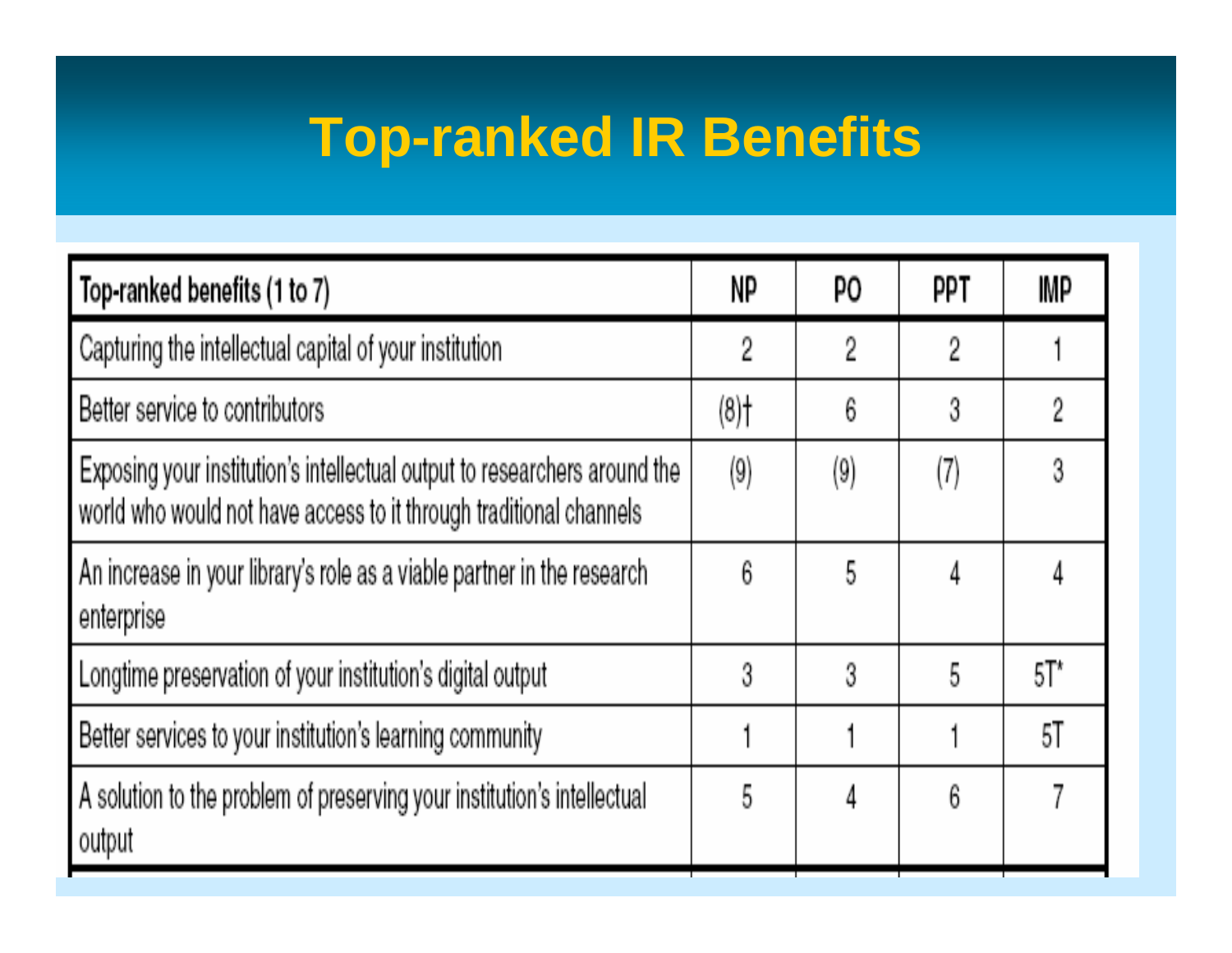# Top-ranked IR Benefits

| Top-ranked benefits (1 to 7) | NP | PO | PPT | IMP |
|---|---|---|---|---|
| Capturing the intellectual capital of your institution | 2 | 2 | 2 | 1 |
| Better service to contributors | (8)† | 6 | 3 | 2 |
| Exposing your institution's intellectual output to researchers around the world who would not have access to it through traditional channels | (9) | (9) | (7) | 3 |
| An increase in your library's role as a viable partner in the research enterprise | 6 | 5 | 4 | 4 |
| Longtime preservation of your institution's digital output | 3 | 3 | 5 | 5T* |
| Better services to your institution's learning community | 1 | 1 | 1 | 5T |
| A solution to the problem of preserving your institution's intellectual output | 5 | 4 | 6 | 7 |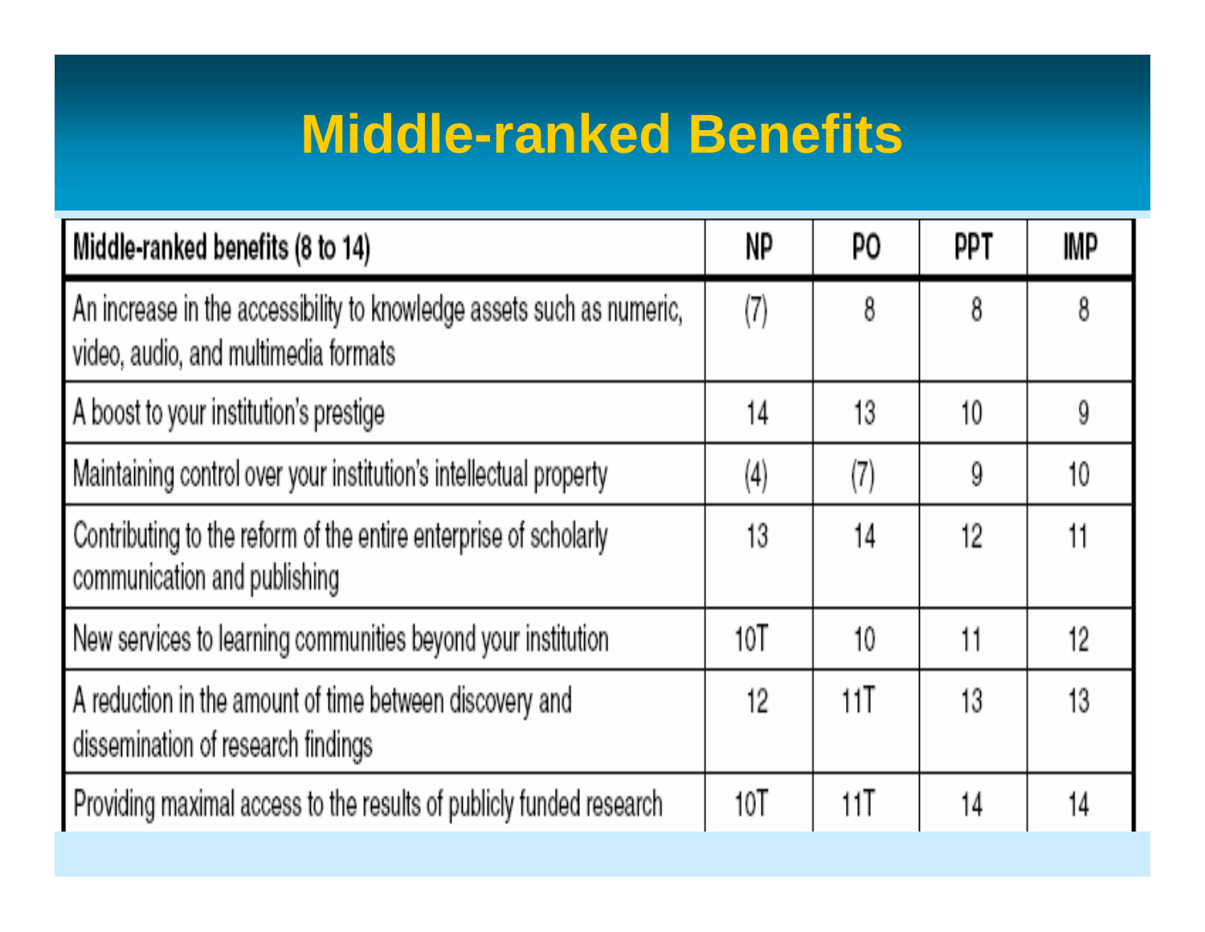# Middle-ranked Benefits

| Middle-ranked benefits (8 to 14) | NP | PO | PPT | IMP |
|---|---|---|---|---|
| An increase in the accessibility to knowledge assets such as numeric, video, audio, and multimedia formats | (7) | 8 | 8 | 8 |
| A boost to your institution's prestige | 14 | 13 | 10 | 9 |
| Maintaining control over your institution's intellectual property | (4) | (7) | 9 | 10 |
| Contributing to the reform of the entire enterprise of scholarly communication and publishing | 13 | 14 | 12 | 11 |
| New services to learning communities beyond your institution | 10T | 10 | 11 | 12 |
| A reduction in the amount of time between discovery and dissemination of research findings | 12 | 11T | 13 | 13 |
| Providing maximal access to the results of publicly funded research | 10T | 11T | 14 | 14 |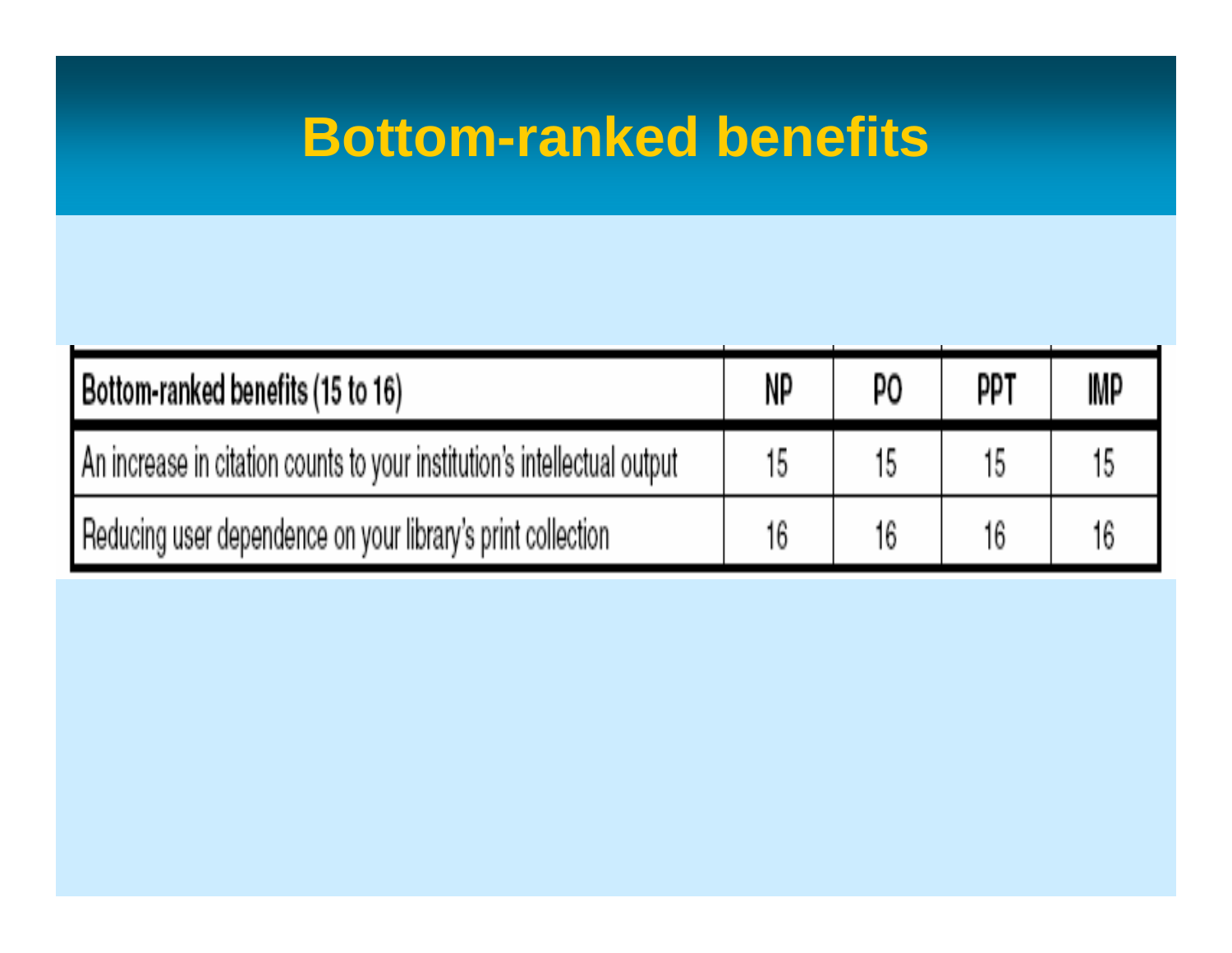# Bottom-ranked benefits

| Bottom-ranked benefits (15 to 16) | NP | PO | PPT | IMP |
|---|---|---|---|---|
| An increase in citation counts to your institution's intellectual output | 15 | 15 | 15 | 15 |
| Reducing user dependence on your library's print collection | 16 | 16 | 16 | 16 |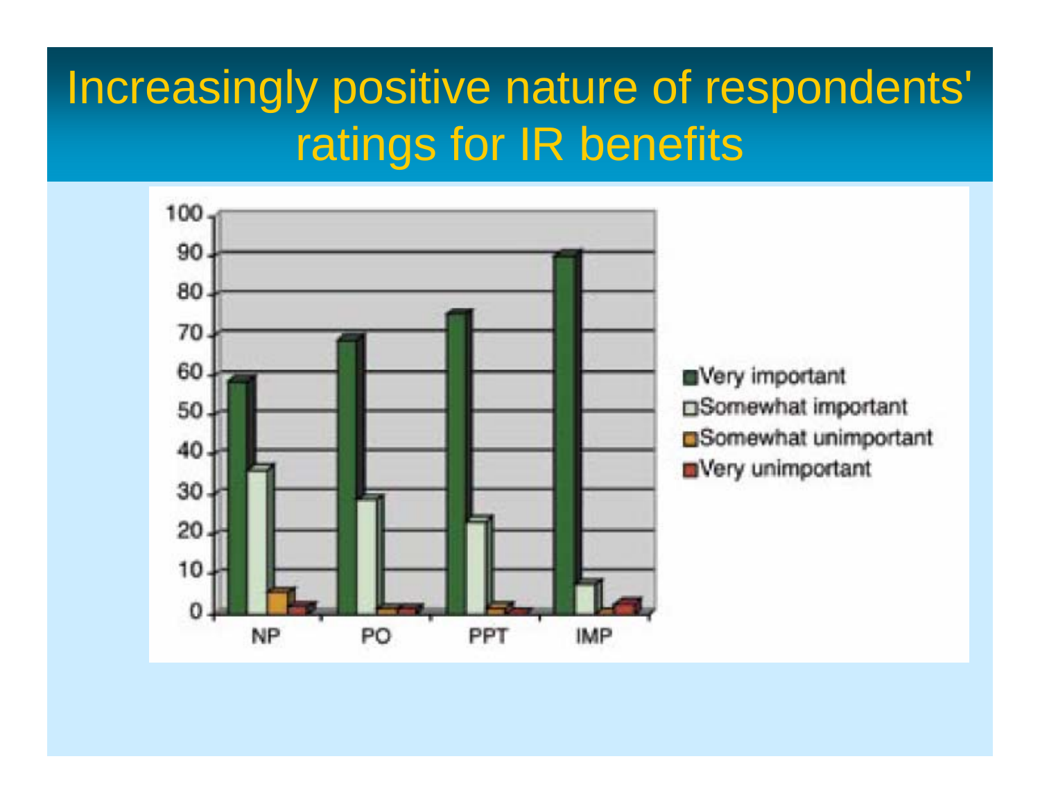# Increasingly positive nature of respondents' ratings for IR benefits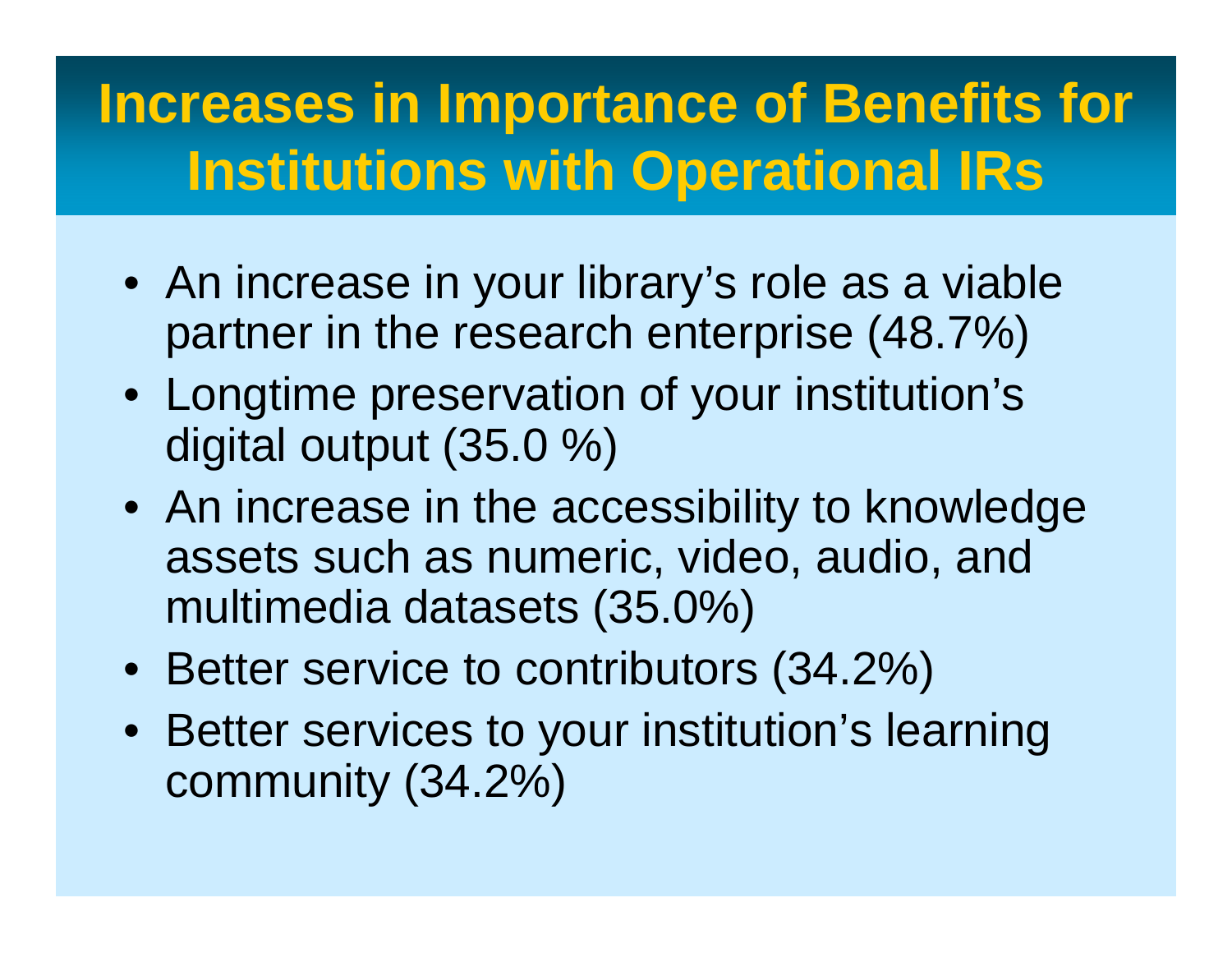# Increases in Importance of Benefits for Institutions with Operational IRs

- An increase in your library's role as a viable partner in the research enterprise (48.7%)
- Longtime preservation of your institution's digital output (35.0 %)
- An increase in the accessibility to knowledge assets such as numeric, video, audio, and multimedia datasets (35.0%)
- Better service to contributors (34.2%)
- Better services to your institution's learning community (34.2%)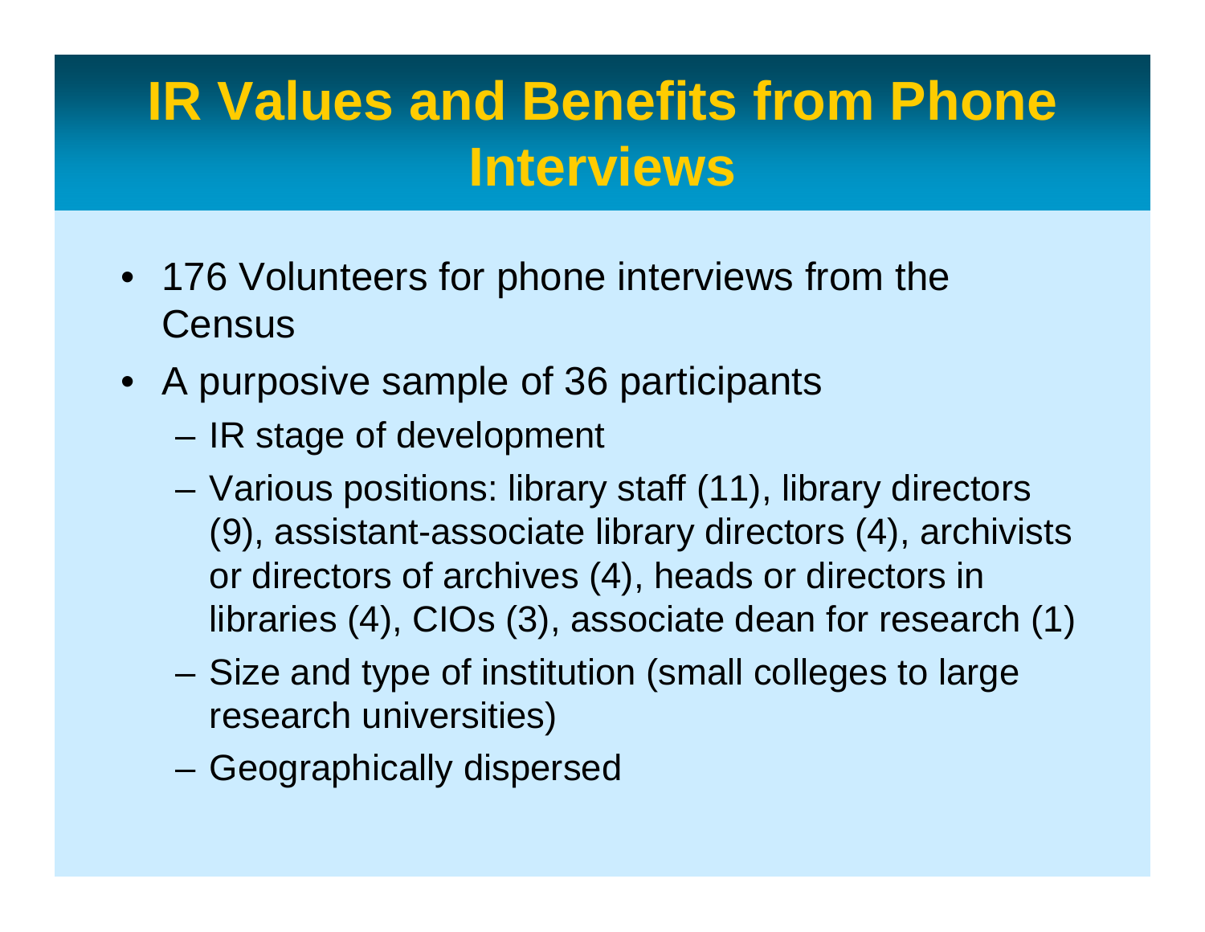# IR Values and Benefits from Phone Interviews

- 176 Volunteers for phone interviews from the Census
- A purposive sample of 36 participants
  - IR stage of development
  - Various positions: library staff (11), library directors (9), assistant-associate library directors (4), archivists or directors of archives (4), heads or directors in libraries (4), CIOs (3), associate dean for research (1)
  - Size and type of institution (small colleges to large research universities)
  - Geographically dispersed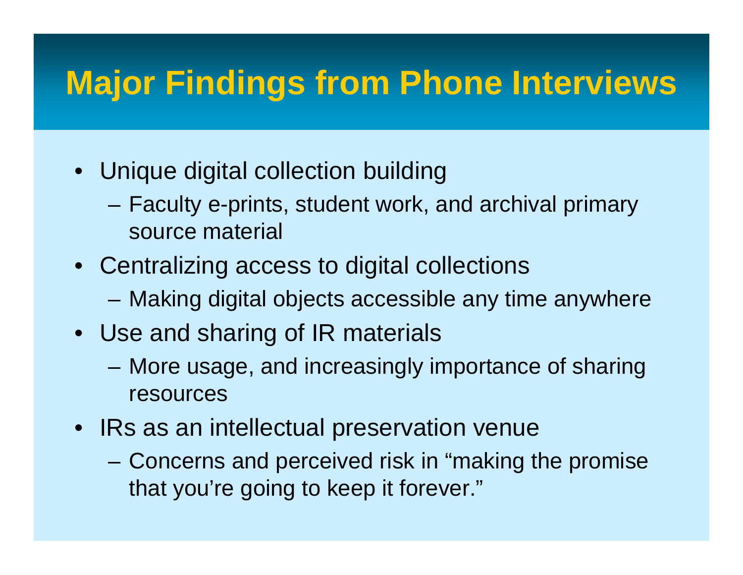# Major Findings from Phone Interviews

- Unique digital collection building
  - Faculty e-prints, student work, and archival primary source material
- Centralizing access to digital collections
  - Making digital objects accessible any time anywhere
- Use and sharing of IR materials
  - More usage, and increasingly importance of sharing resources
- IRs as an intellectual preservation venue
  - Concerns and perceived risk in “making the promise that you’re going to keep it forever.”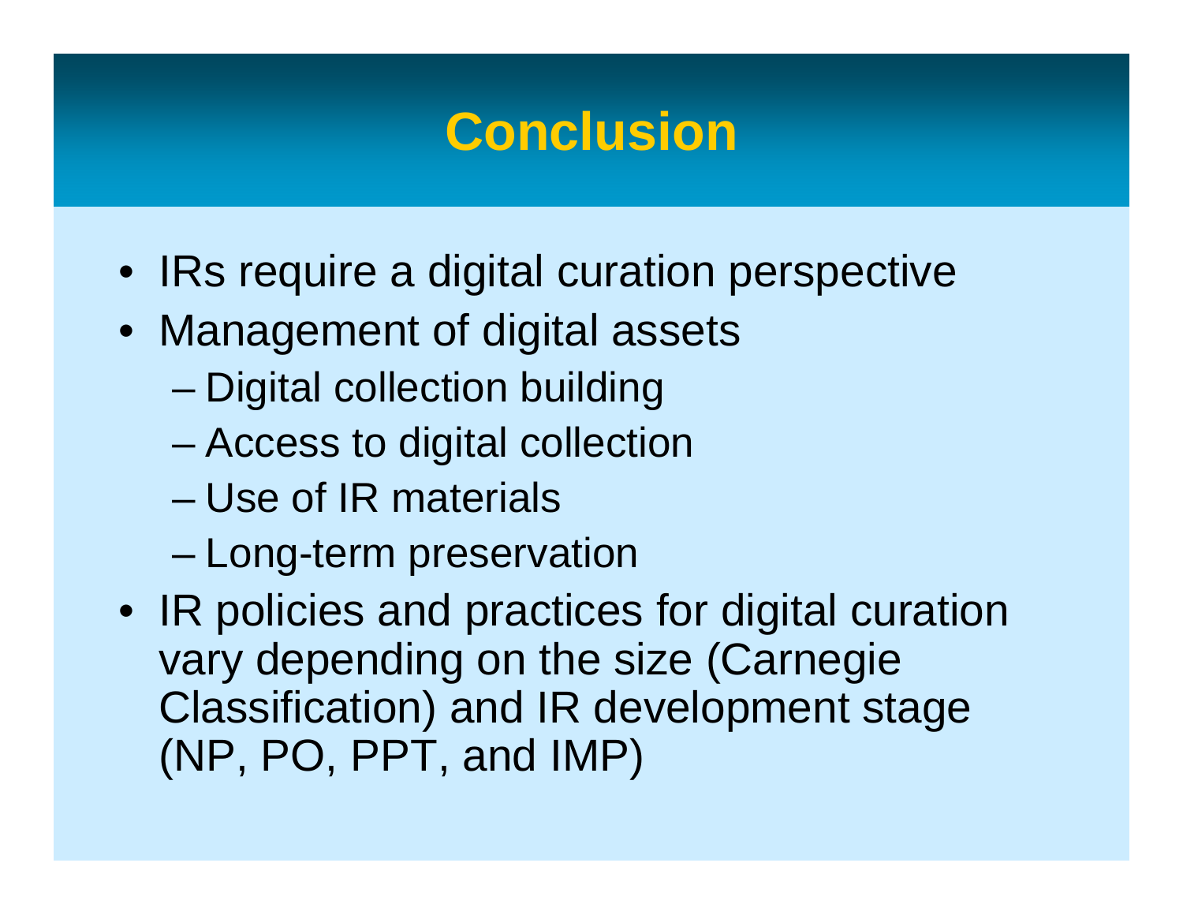# Conclusion

- IRs require a digital curation perspective
- Management of digital assets
  - Digital collection building
  - Access to digital collection
  - Use of IR materials
  - Long-term preservation
- IR policies and practices for digital curation vary depending on the size (Carnegie Classification) and IR development stage (NP, PO, PPT, and IMP)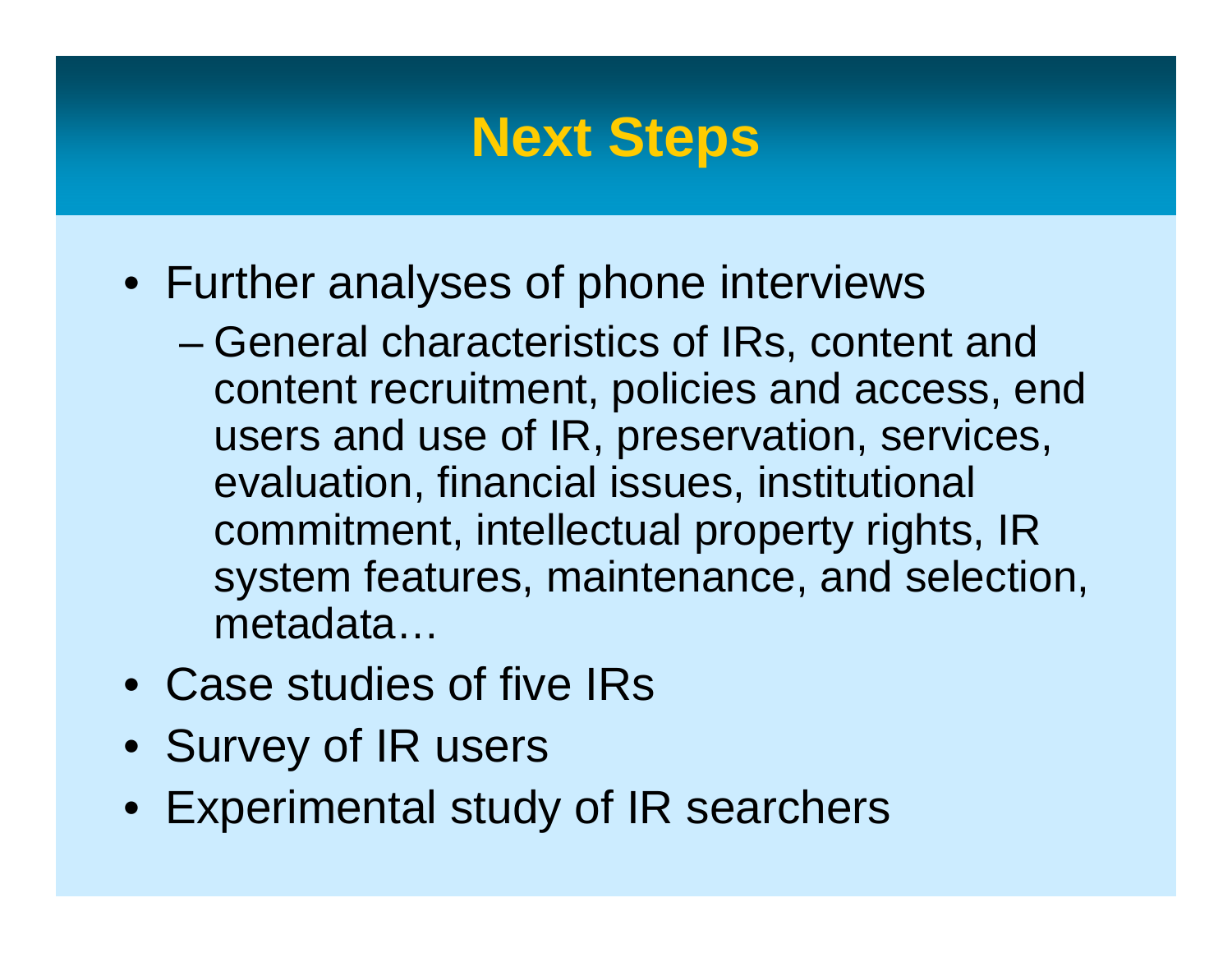# Next Steps

- Further analyses of phone interviews
  - General characteristics of IRs, content and content recruitment, policies and access, end users and use of IR, preservation, services, evaluation, financial issues, institutional commitment, intellectual property rights, IR system features, maintenance, and selection, metadata…
- Case studies of five IRs
- Survey of IR users
- Experimental study of IR searchers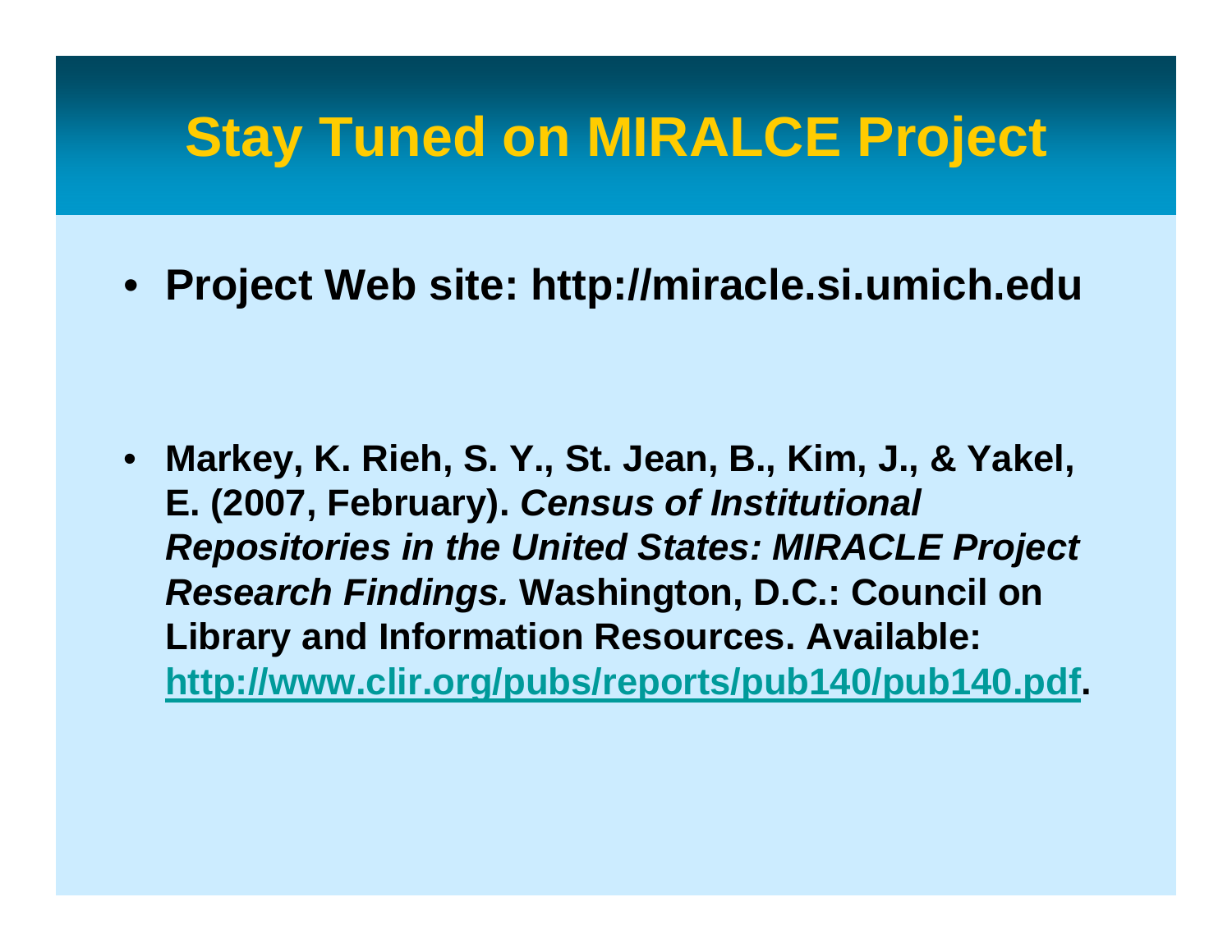# Stay Tuned on MIRALCE Project

- **Project Web site: http://miracle.si.umich.edu**

- **Markey, K. Rieh, S. Y., St. Jean, B., Kim, J., & Yakel, E. (2007, February).** ***Census of Institutional Repositories in the United States: MIRACLE Project Research Findings.*** **Washington, D.C.: Council on Library and Information Resources. Available: http://www.clir.org/pubs/reports/pub140/pub140.pdf.**